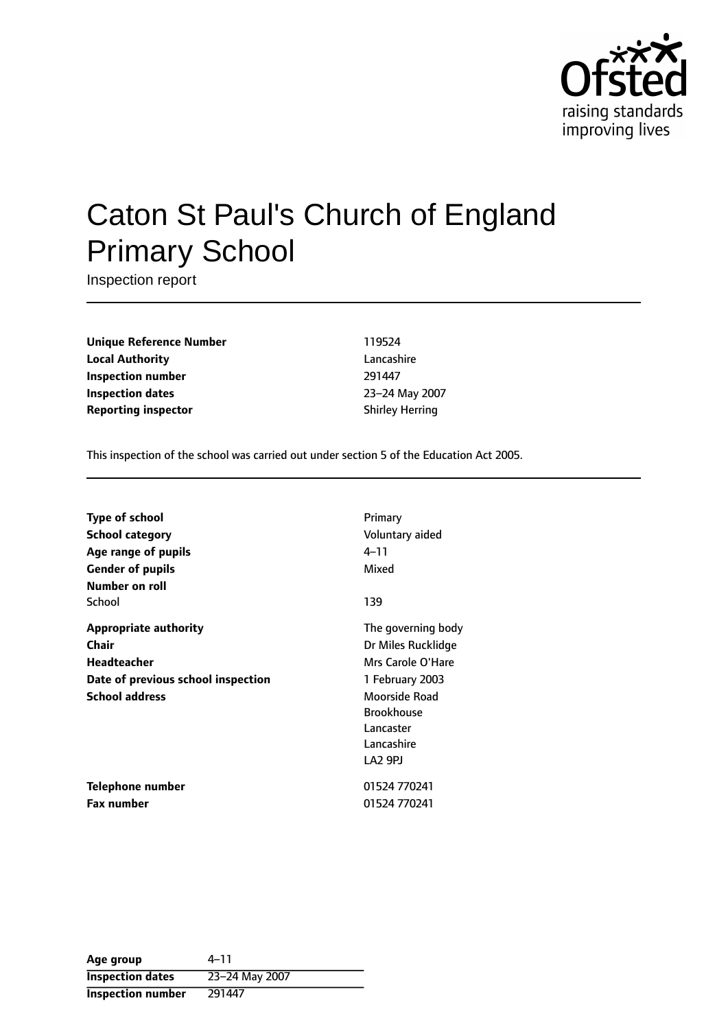Ofsted
raising standards
improving lives

# Caton St Paul's Church of England Primary School

Inspection report

| | |
|---|---|
| **Unique Reference Number** | 119524 |
| **Local Authority** | Lancashire |
| **Inspection number** | 291447 |
| **Inspection dates** | 23–24 May 2007 |
| **Reporting inspector** | Shirley Herring |

This inspection of the school was carried out under section 5 of the Education Act 2005.

| | |
|---|---|
| **Type of school** | Primary |
| **School category** | Voluntary aided |
| **Age range of pupils** | 4–11 |
| **Gender of pupils** | Mixed |
| **Number on roll** | |
| School | 139 |
| **Appropriate authority** | The governing body |
| **Chair** | Dr Miles Rucklidge |
| **Headteacher** | Mrs Carole O'Hare |
| **Date of previous school inspection** | 1 February 2003 |
| **School address** | Moorside Road<br>Brookhouse<br>Lancaster<br>Lancashire<br>LA2 9PJ |
| **Telephone number** | 01524 770241 |
| **Fax number** | 01524 770241 |

| | |
|---|---|
| **Age group** | 4–11 |
| **Inspection dates** | 23–24 May 2007 |
| **Inspection number** | 291447 |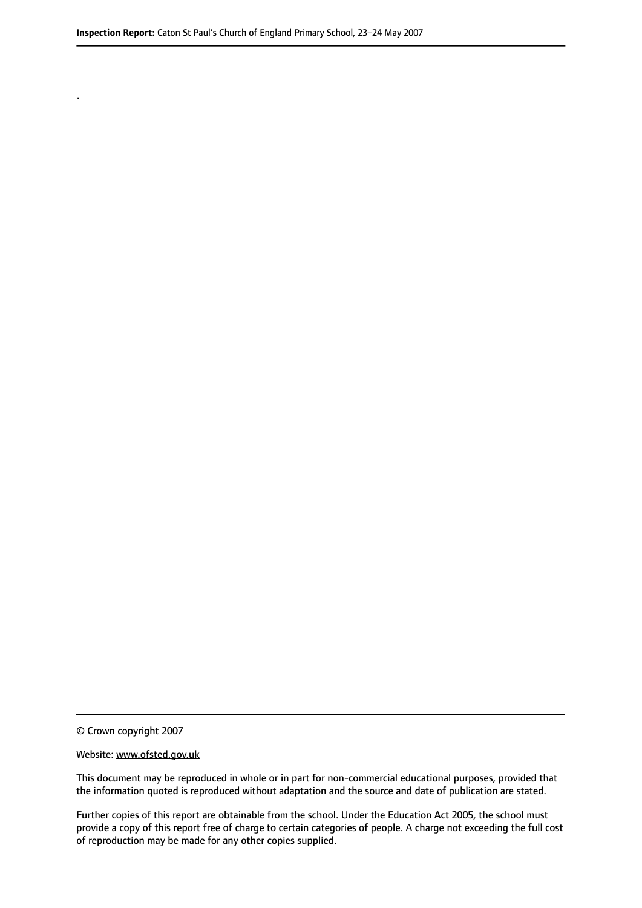.

© Crown copyright 2007

Website: www.ofsted.gov.uk

This document may be reproduced in whole or in part for non-commercial educational purposes, provided that the information quoted is reproduced without adaptation and the source and date of publication are stated.

Further copies of this report are obtainable from the school. Under the Education Act 2005, the school must provide a copy of this report free of charge to certain categories of people. A charge not exceeding the full cost of reproduction may be made for any other copies supplied.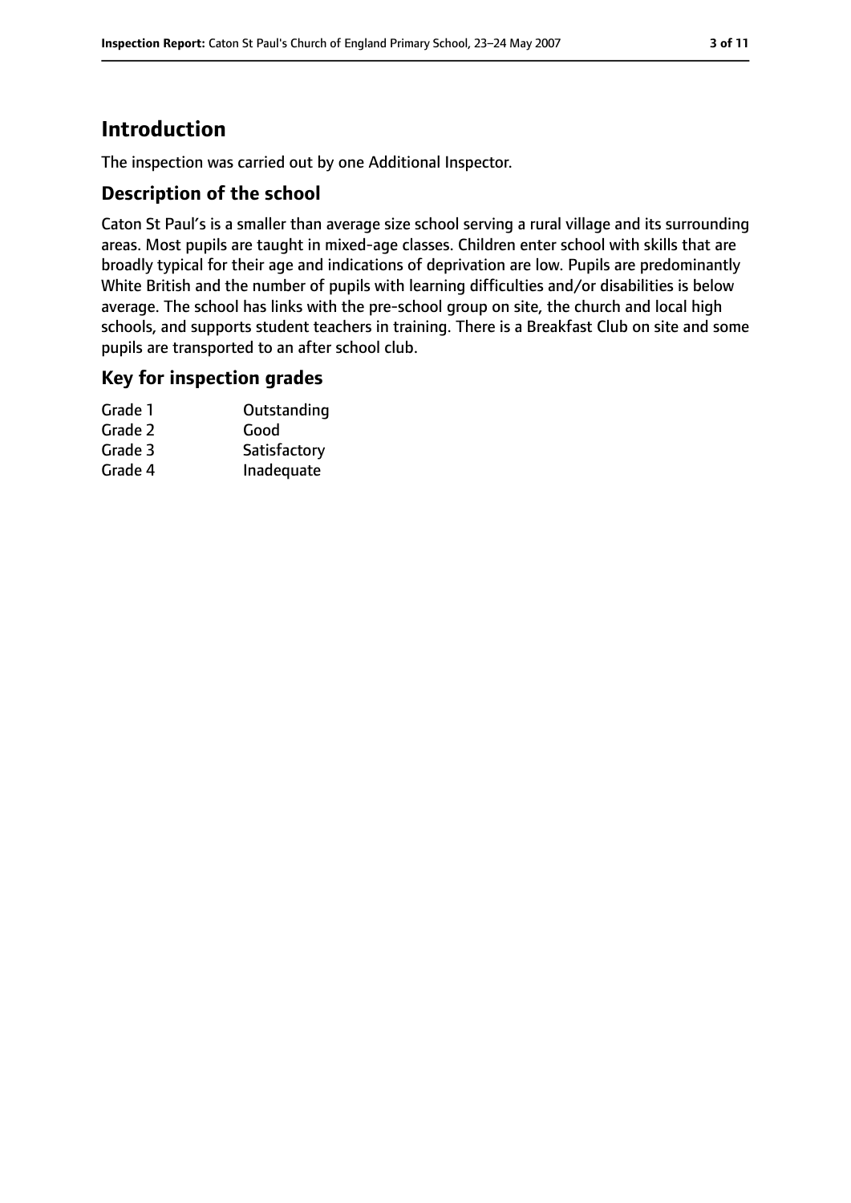# Introduction

The inspection was carried out by one Additional Inspector.

## Description of the school

Caton St Paul's is a smaller than average size school serving a rural village and its surrounding areas. Most pupils are taught in mixed-age classes. Children enter school with skills that are broadly typical for their age and indications of deprivation are low. Pupils are predominantly White British and the number of pupils with learning difficulties and/or disabilities is below average. The school has links with the pre-school group on site, the church and local high schools, and supports student teachers in training. There is a Breakfast Club on site and some pupils are transported to an after school club.

## Key for inspection grades

| | |
|---|---|
| Grade 1 | Outstanding |
| Grade 2 | Good |
| Grade 3 | Satisfactory |
| Grade 4 | Inadequate |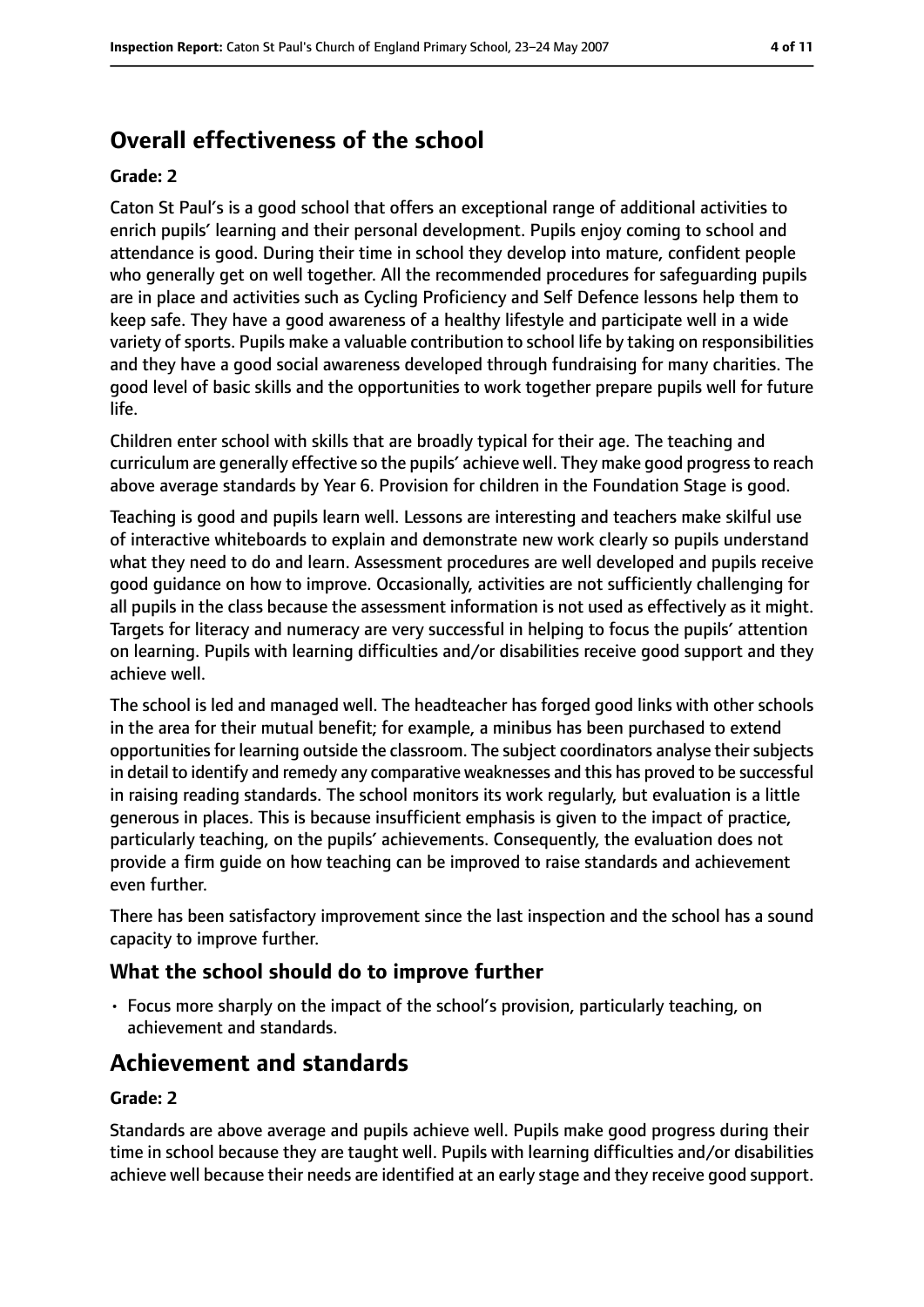## Overall effectiveness of the school

**Grade: 2**

Caton St Paul's is a good school that offers an exceptional range of additional activities to enrich pupils' learning and their personal development. Pupils enjoy coming to school and attendance is good. During their time in school they develop into mature, confident people who generally get on well together. All the recommended procedures for safeguarding pupils are in place and activities such as Cycling Proficiency and Self Defence lessons help them to keep safe. They have a good awareness of a healthy lifestyle and participate well in a wide variety of sports. Pupils make a valuable contribution to school life by taking on responsibilities and they have a good social awareness developed through fundraising for many charities. The good level of basic skills and the opportunities to work together prepare pupils well for future life.

Children enter school with skills that are broadly typical for their age. The teaching and curriculum are generally effective so the pupils' achieve well. They make good progress to reach above average standards by Year 6. Provision for children in the Foundation Stage is good.

Teaching is good and pupils learn well. Lessons are interesting and teachers make skilful use of interactive whiteboards to explain and demonstrate new work clearly so pupils understand what they need to do and learn. Assessment procedures are well developed and pupils receive good guidance on how to improve. Occasionally, activities are not sufficiently challenging for all pupils in the class because the assessment information is not used as effectively as it might. Targets for literacy and numeracy are very successful in helping to focus the pupils' attention on learning. Pupils with learning difficulties and/or disabilities receive good support and they achieve well.

The school is led and managed well. The headteacher has forged good links with other schools in the area for their mutual benefit; for example, a minibus has been purchased to extend opportunities for learning outside the classroom. The subject coordinators analyse their subjects in detail to identify and remedy any comparative weaknesses and this has proved to be successful in raising reading standards. The school monitors its work regularly, but evaluation is a little generous in places. This is because insufficient emphasis is given to the impact of practice, particularly teaching, on the pupils' achievements. Consequently, the evaluation does not provide a firm guide on how teaching can be improved to raise standards and achievement even further.

There has been satisfactory improvement since the last inspection and the school has a sound capacity to improve further.

### What the school should do to improve further

- Focus more sharply on the impact of the school's provision, particularly teaching, on achievement and standards.

## Achievement and standards

**Grade: 2**

Standards are above average and pupils achieve well. Pupils make good progress during their time in school because they are taught well. Pupils with learning difficulties and/or disabilities achieve well because their needs are identified at an early stage and they receive good support.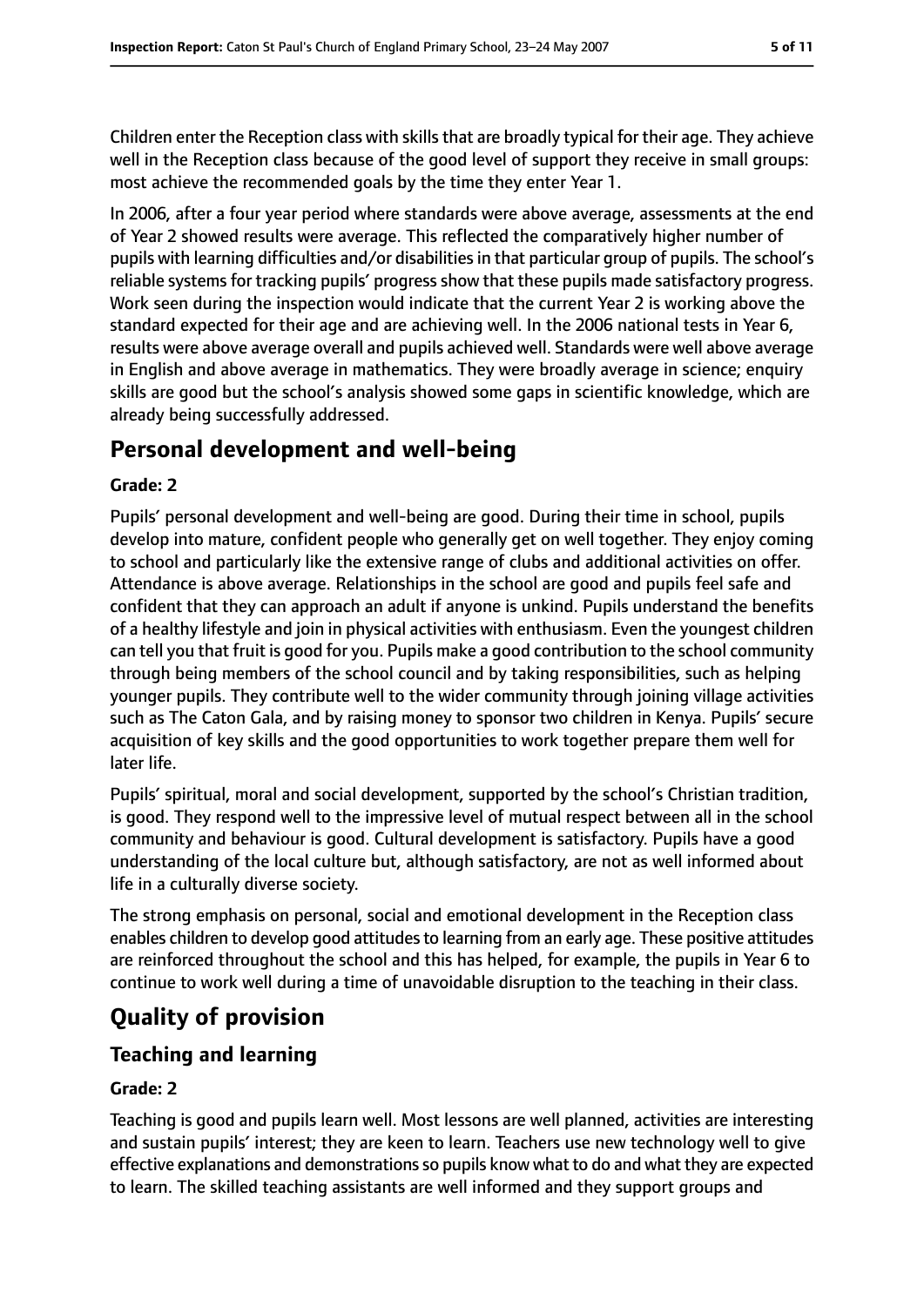Children enter the Reception class with skills that are broadly typical for their age. They achieve well in the Reception class because of the good level of support they receive in small groups: most achieve the recommended goals by the time they enter Year 1.

In 2006, after a four year period where standards were above average, assessments at the end of Year 2 showed results were average. This reflected the comparatively higher number of pupils with learning difficulties and/or disabilities in that particular group of pupils. The school's reliable systems for tracking pupils' progress show that these pupils made satisfactory progress. Work seen during the inspection would indicate that the current Year 2 is working above the standard expected for their age and are achieving well. In the 2006 national tests in Year 6, results were above average overall and pupils achieved well. Standards were well above average in English and above average in mathematics. They were broadly average in science; enquiry skills are good but the school's analysis showed some gaps in scientific knowledge, which are already being successfully addressed.

## Personal development and well-being

### Grade: 2

Pupils' personal development and well-being are good. During their time in school, pupils develop into mature, confident people who generally get on well together. They enjoy coming to school and particularly like the extensive range of clubs and additional activities on offer. Attendance is above average. Relationships in the school are good and pupils feel safe and confident that they can approach an adult if anyone is unkind. Pupils understand the benefits of a healthy lifestyle and join in physical activities with enthusiasm. Even the youngest children can tell you that fruit is good for you. Pupils make a good contribution to the school community through being members of the school council and by taking responsibilities, such as helping younger pupils. They contribute well to the wider community through joining village activities such as The Caton Gala, and by raising money to sponsor two children in Kenya. Pupils' secure acquisition of key skills and the good opportunities to work together prepare them well for later life.

Pupils' spiritual, moral and social development, supported by the school's Christian tradition, is good. They respond well to the impressive level of mutual respect between all in the school community and behaviour is good. Cultural development is satisfactory. Pupils have a good understanding of the local culture but, although satisfactory, are not as well informed about life in a culturally diverse society.

The strong emphasis on personal, social and emotional development in the Reception class enables children to develop good attitudes to learning from an early age. These positive attitudes are reinforced throughout the school and this has helped, for example, the pupils in Year 6 to continue to work well during a time of unavoidable disruption to the teaching in their class.

# Quality of provision

## Teaching and learning

### Grade: 2

Teaching is good and pupils learn well. Most lessons are well planned, activities are interesting and sustain pupils' interest; they are keen to learn. Teachers use new technology well to give effective explanations and demonstrations so pupils know what to do and what they are expected to learn. The skilled teaching assistants are well informed and they support groups and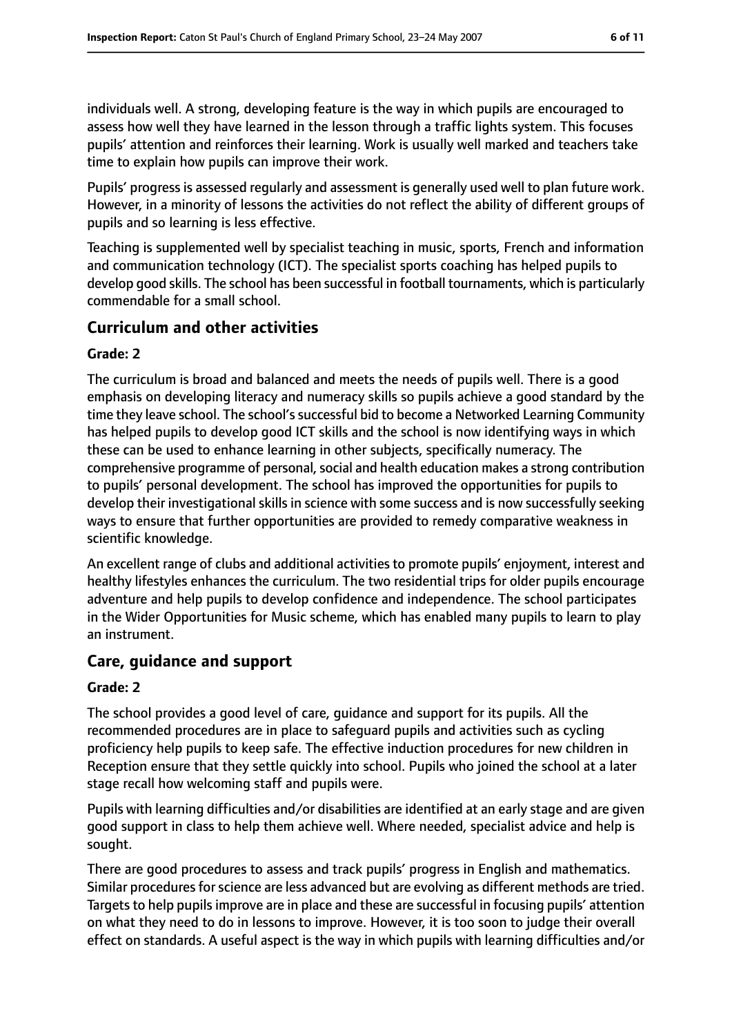individuals well. A strong, developing feature is the way in which pupils are encouraged to assess how well they have learned in the lesson through a traffic lights system. This focuses pupils' attention and reinforces their learning. Work is usually well marked and teachers take time to explain how pupils can improve their work.

Pupils' progress is assessed regularly and assessment is generally used well to plan future work. However, in a minority of lessons the activities do not reflect the ability of different groups of pupils and so learning is less effective.

Teaching is supplemented well by specialist teaching in music, sports, French and information and communication technology (ICT). The specialist sports coaching has helped pupils to develop good skills. The school has been successful in football tournaments, which is particularly commendable for a small school.

## Curriculum and other activities

**Grade: 2**

The curriculum is broad and balanced and meets the needs of pupils well. There is a good emphasis on developing literacy and numeracy skills so pupils achieve a good standard by the time they leave school. The school's successful bid to become a Networked Learning Community has helped pupils to develop good ICT skills and the school is now identifying ways in which these can be used to enhance learning in other subjects, specifically numeracy. The comprehensive programme of personal, social and health education makes a strong contribution to pupils' personal development. The school has improved the opportunities for pupils to develop their investigational skills in science with some success and is now successfully seeking ways to ensure that further opportunities are provided to remedy comparative weakness in scientific knowledge.

An excellent range of clubs and additional activities to promote pupils' enjoyment, interest and healthy lifestyles enhances the curriculum. The two residential trips for older pupils encourage adventure and help pupils to develop confidence and independence. The school participates in the Wider Opportunities for Music scheme, which has enabled many pupils to learn to play an instrument.

## Care, guidance and support

**Grade: 2**

The school provides a good level of care, guidance and support for its pupils. All the recommended procedures are in place to safeguard pupils and activities such as cycling proficiency help pupils to keep safe. The effective induction procedures for new children in Reception ensure that they settle quickly into school. Pupils who joined the school at a later stage recall how welcoming staff and pupils were.

Pupils with learning difficulties and/or disabilities are identified at an early stage and are given good support in class to help them achieve well. Where needed, specialist advice and help is sought.

There are good procedures to assess and track pupils' progress in English and mathematics. Similar procedures for science are less advanced but are evolving as different methods are tried. Targets to help pupils improve are in place and these are successful in focusing pupils' attention on what they need to do in lessons to improve. However, it is too soon to judge their overall effect on standards. A useful aspect is the way in which pupils with learning difficulties and/or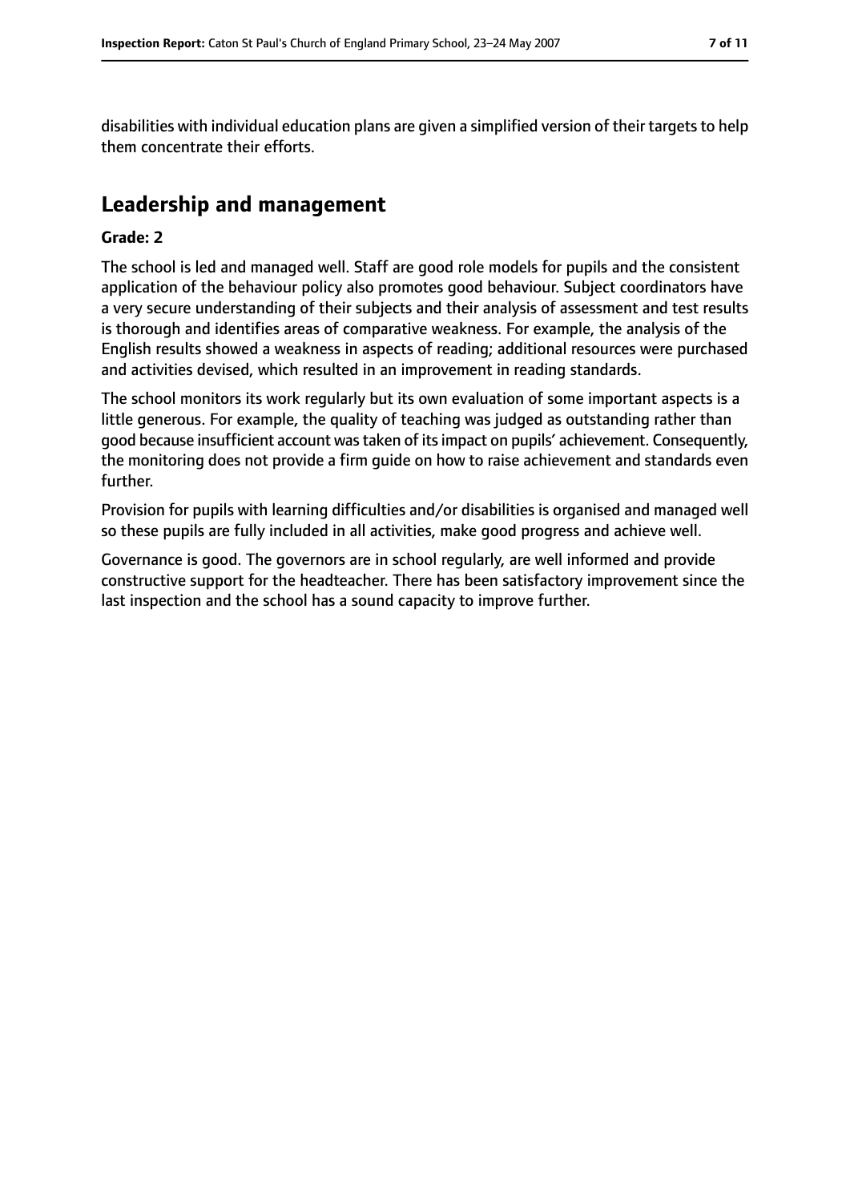disabilities with individual education plans are given a simplified version of their targets to help them concentrate their efforts.

## Leadership and management

**Grade: 2**

The school is led and managed well. Staff are good role models for pupils and the consistent application of the behaviour policy also promotes good behaviour. Subject coordinators have a very secure understanding of their subjects and their analysis of assessment and test results is thorough and identifies areas of comparative weakness. For example, the analysis of the English results showed a weakness in aspects of reading; additional resources were purchased and activities devised, which resulted in an improvement in reading standards.

The school monitors its work regularly but its own evaluation of some important aspects is a little generous. For example, the quality of teaching was judged as outstanding rather than good because insufficient account was taken of its impact on pupils' achievement. Consequently, the monitoring does not provide a firm guide on how to raise achievement and standards even further.

Provision for pupils with learning difficulties and/or disabilities is organised and managed well so these pupils are fully included in all activities, make good progress and achieve well.

Governance is good. The governors are in school regularly, are well informed and provide constructive support for the headteacher. There has been satisfactory improvement since the last inspection and the school has a sound capacity to improve further.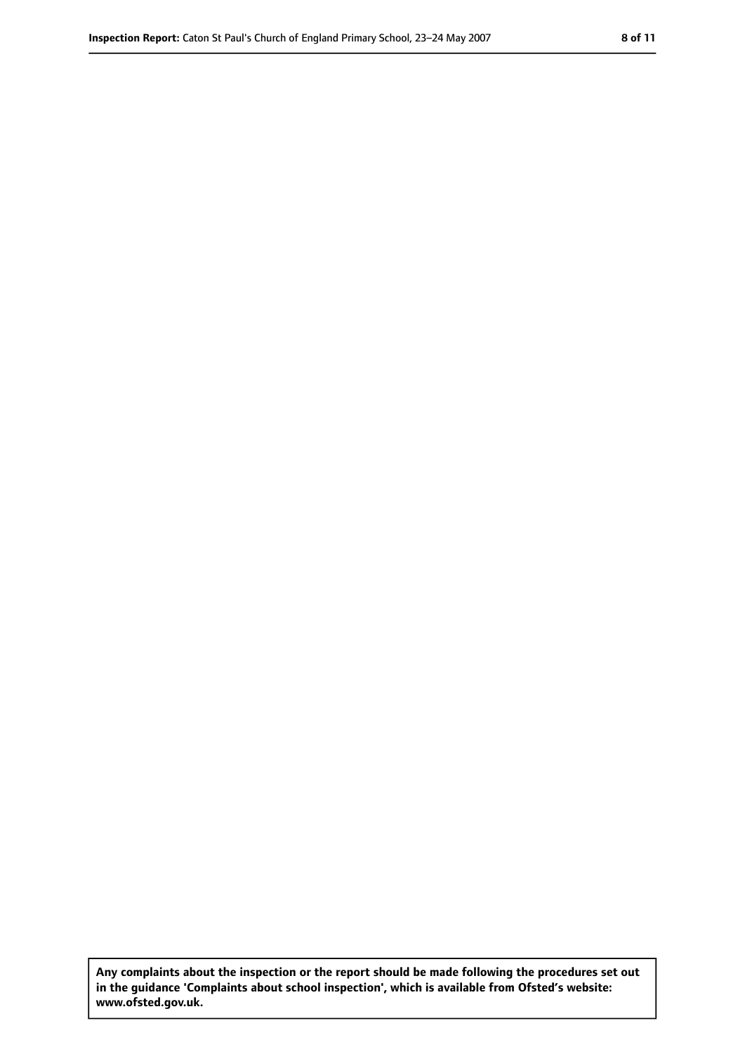**Any complaints about the inspection or the report should be made following the procedures set out in the guidance 'Complaints about school inspection', which is available from Ofsted's website: www.ofsted.gov.uk.**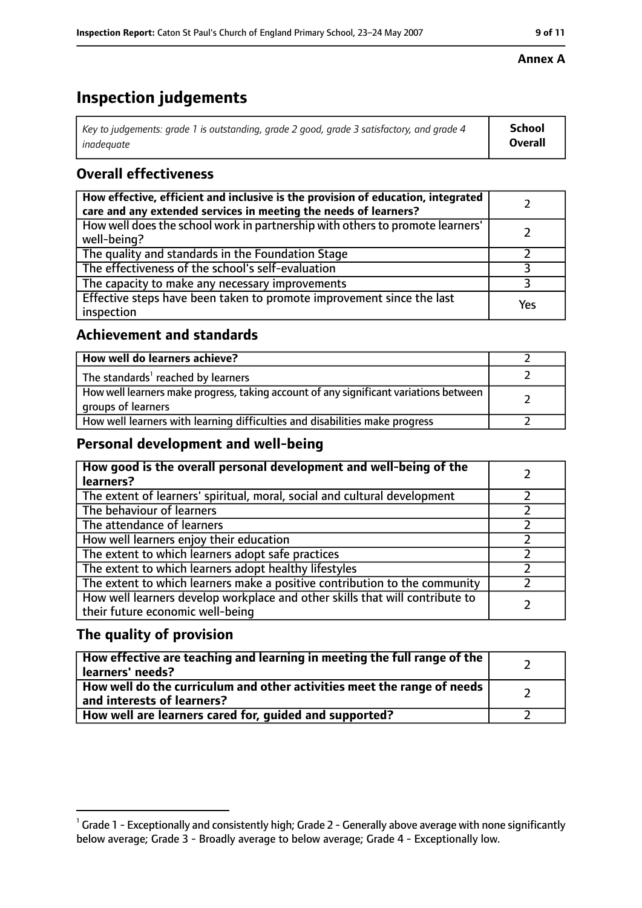**Annex A**

# Inspection judgements

| *Key to judgements: grade 1 is outstanding, grade 2 good, grade 3 satisfactory, and grade 4 inadequate* | **School Overall** |
|---|---|

## Overall effectiveness

| | |
|---|---|
| **How effective, efficient and inclusive is the provision of education, integrated care and any extended services in meeting the needs of learners?** | 2 |
| How well does the school work in partnership with others to promote learners' well-being? | 2 |
| The quality and standards in the Foundation Stage | 2 |
| The effectiveness of the school's self-evaluation | 3 |
| The capacity to make any necessary improvements | 3 |
| Effective steps have been taken to promote improvement since the last inspection | Yes |

## Achievement and standards

| | |
|---|---|
| **How well do learners achieve?** | 2 |
| The standards[1] reached by learners | 2 |
| How well learners make progress, taking account of any significant variations between groups of learners | 2 |
| How well learners with learning difficulties and disabilities make progress | 2 |

## Personal development and well-being

| | |
|---|---|
| **How good is the overall personal development and well-being of the learners?** | 2 |
| The extent of learners' spiritual, moral, social and cultural development | 2 |
| The behaviour of learners | 2 |
| The attendance of learners | 2 |
| How well learners enjoy their education | 2 |
| The extent to which learners adopt safe practices | 2 |
| The extent to which learners adopt healthy lifestyles | 2 |
| The extent to which learners make a positive contribution to the community | 2 |
| How well learners develop workplace and other skills that will contribute to their future economic well-being | 2 |

## The quality of provision

| | |
|---|---|
| **How effective are teaching and learning in meeting the full range of the learners' needs?** | 2 |
| **How well do the curriculum and other activities meet the range of needs and interests of learners?** | 2 |
| **How well are learners cared for, guided and supported?** | 2 |

[1] Grade 1 - Exceptionally and consistently high; Grade 2 - Generally above average with none significantly below average; Grade 3 - Broadly average to below average; Grade 4 - Exceptionally low.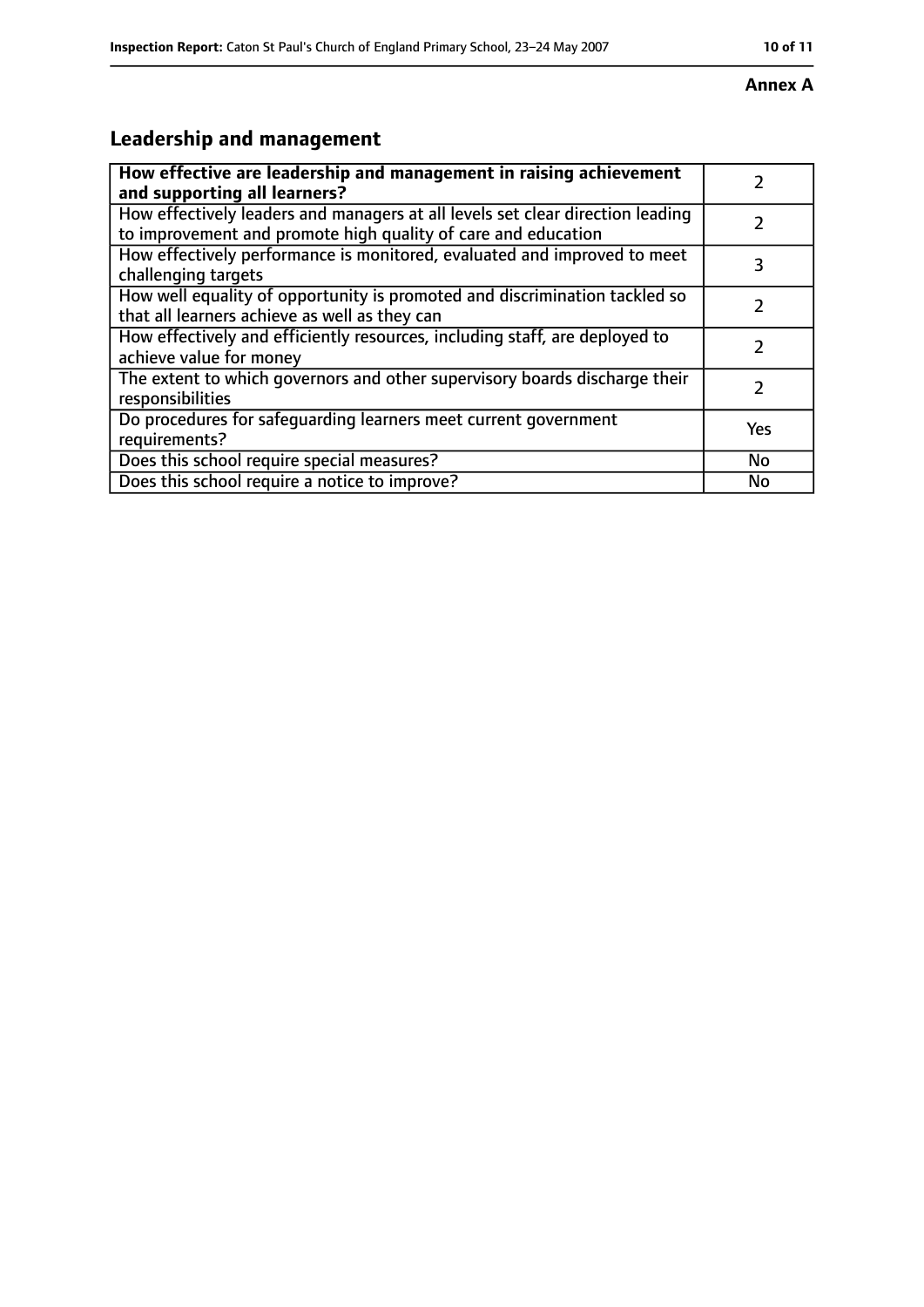**Annex A**

## Leadership and management

| How effective are leadership and management in raising achievement and supporting all learners? | 2 |
|---|---|
| How effectively leaders and managers at all levels set clear direction leading to improvement and promote high quality of care and education | 2 |
| How effectively performance is monitored, evaluated and improved to meet challenging targets | 3 |
| How well equality of opportunity is promoted and discrimination tackled so that all learners achieve as well as they can | 2 |
| How effectively and efficiently resources, including staff, are deployed to achieve value for money | 2 |
| The extent to which governors and other supervisory boards discharge their responsibilities | 2 |
| Do procedures for safeguarding learners meet current government requirements? | Yes |
| Does this school require special measures? | No |
| Does this school require a notice to improve? | No |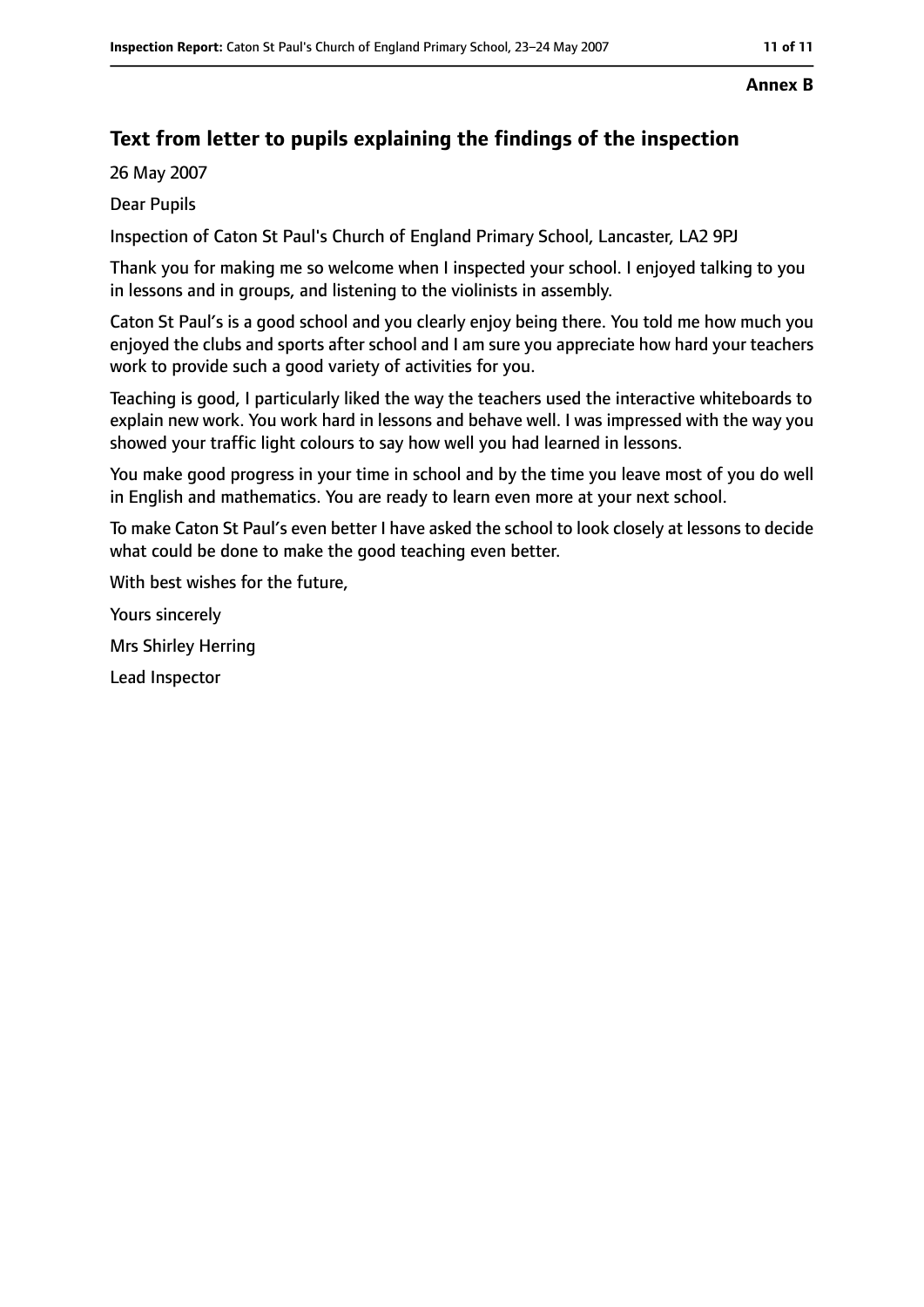**Annex B**

## Text from letter to pupils explaining the findings of the inspection

26 May 2007

Dear Pupils

Inspection of Caton St Paul's Church of England Primary School, Lancaster, LA2 9PJ

Thank you for making me so welcome when I inspected your school. I enjoyed talking to you in lessons and in groups, and listening to the violinists in assembly.

Caton St Paul's is a good school and you clearly enjoy being there. You told me how much you enjoyed the clubs and sports after school and I am sure you appreciate how hard your teachers work to provide such a good variety of activities for you.

Teaching is good, I particularly liked the way the teachers used the interactive whiteboards to explain new work. You work hard in lessons and behave well. I was impressed with the way you showed your traffic light colours to say how well you had learned in lessons.

You make good progress in your time in school and by the time you leave most of you do well in English and mathematics. You are ready to learn even more at your next school.

To make Caton St Paul's even better I have asked the school to look closely at lessons to decide what could be done to make the good teaching even better.

With best wishes for the future,

Yours sincerely

Mrs Shirley Herring

Lead Inspector